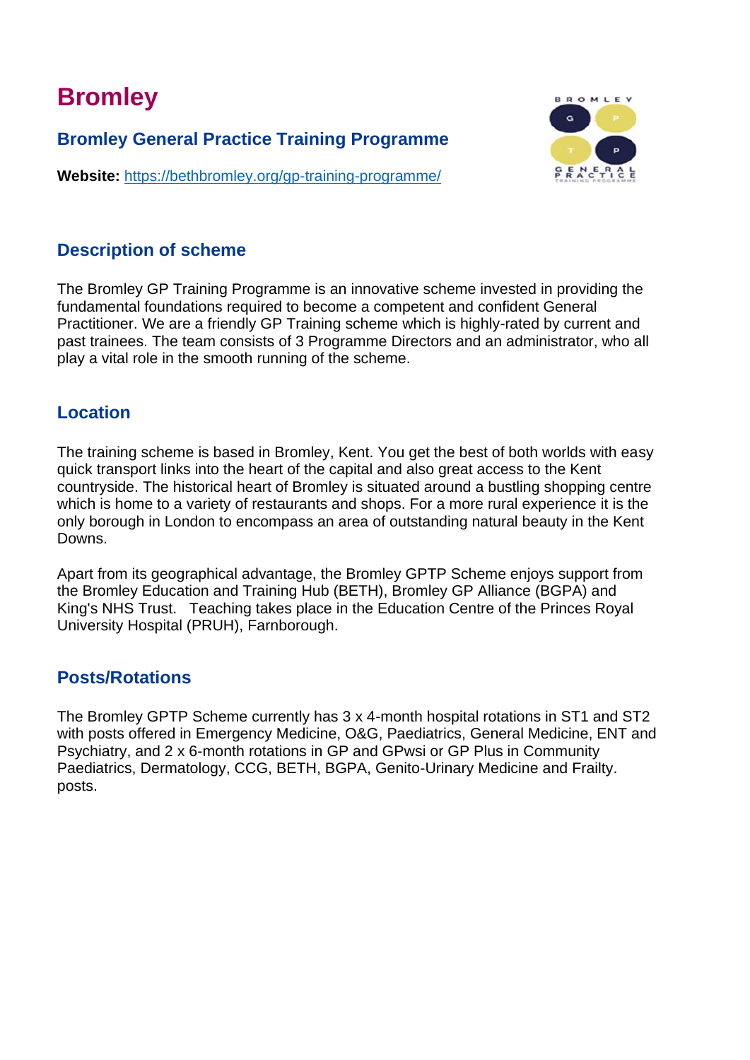# Bromley

## Bromley General Practice Training Programme

**Website:** [https://bethbromley.org/gp-training-programme/](https://bethbromley.org/gp-training-programme/)

### Description of scheme

The Bromley GP Training Programme is an innovative scheme invested in providing the fundamental foundations required to become a competent and confident General Practitioner. We are a friendly GP Training scheme which is highly-rated by current and past trainees. The team consists of 3 Programme Directors and an administrator, who all play a vital role in the smooth running of the scheme.

### Location

The training scheme is based in Bromley, Kent. You get the best of both worlds with easy quick transport links into the heart of the capital and also great access to the Kent countryside. The historical heart of Bromley is situated around a bustling shopping centre which is home to a variety of restaurants and shops. For a more rural experience it is the only borough in London to encompass an area of outstanding natural beauty in the Kent Downs.

Apart from its geographical advantage, the Bromley GPTP Scheme enjoys support from the Bromley Education and Training Hub (BETH), Bromley GP Alliance (BGPA) and King's NHS Trust. Teaching takes place in the Education Centre of the Princes Royal University Hospital (PRUH), Farnborough.

### Posts/Rotations

The Bromley GPTP Scheme currently has 3 x 4-month hospital rotations in ST1 and ST2 with posts offered in Emergency Medicine, O&G, Paediatrics, General Medicine, ENT and Psychiatry, and 2 x 6-month rotations in GP and GPwsi or GP Plus in Community Paediatrics, Dermatology, CCG, BETH, BGPA, Genito-Urinary Medicine and Frailty. posts.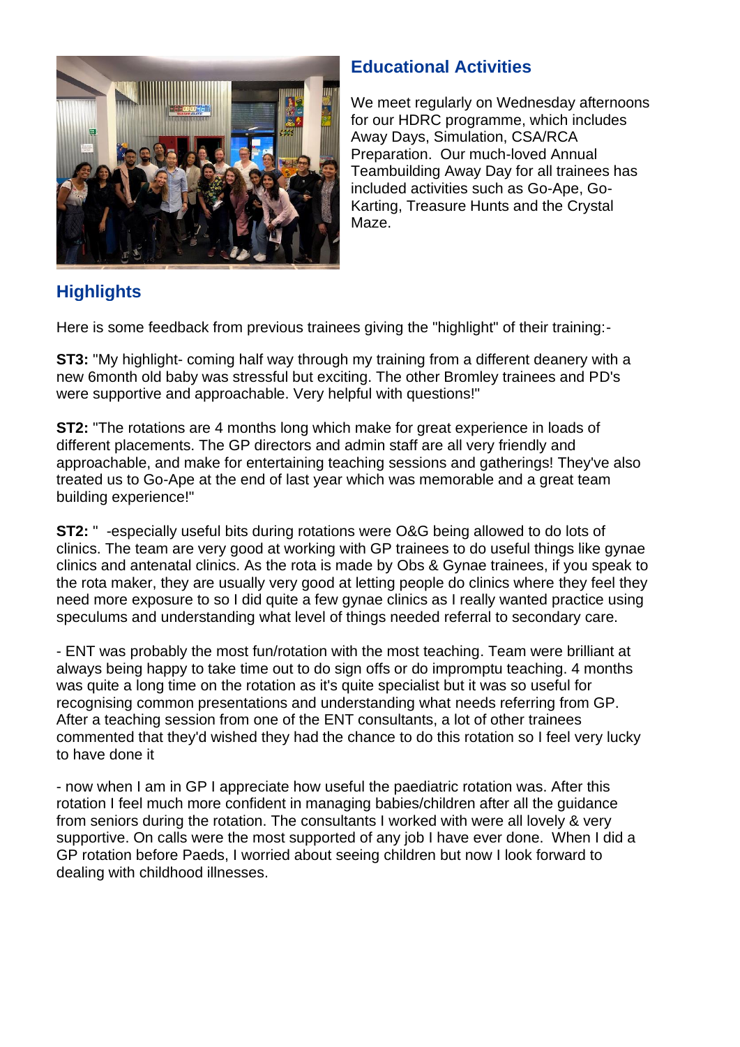## Educational Activities

We meet regularly on Wednesday afternoons for our HDRC programme, which includes Away Days, Simulation, CSA/RCA Preparation. Our much-loved Annual Teambuilding Away Day for all trainees has included activities such as Go-Ape, Go-Karting, Treasure Hunts and the Crystal Maze.

## Highlights

Here is some feedback from previous trainees giving the "highlight" of their training:-

**ST3:** "My highlight- coming half way through my training from a different deanery with a new 6month old baby was stressful but exciting. The other Bromley trainees and PD's were supportive and approachable. Very helpful with questions!"

**ST2:** "The rotations are 4 months long which make for great experience in loads of different placements. The GP directors and admin staff are all very friendly and approachable, and make for entertaining teaching sessions and gatherings! They've also treated us to Go-Ape at the end of last year which was memorable and a great team building experience!"

**ST2:** " -especially useful bits during rotations were O&G being allowed to do lots of clinics. The team are very good at working with GP trainees to do useful things like gynae clinics and antenatal clinics. As the rota is made by Obs & Gynae trainees, if you speak to the rota maker, they are usually very good at letting people do clinics where they feel they need more exposure to so I did quite a few gynae clinics as I really wanted practice using speculums and understanding what level of things needed referral to secondary care.

- ENT was probably the most fun/rotation with the most teaching. Team were brilliant at always being happy to take time out to do sign offs or do impromptu teaching. 4 months was quite a long time on the rotation as it's quite specialist but it was so useful for recognising common presentations and understanding what needs referring from GP. After a teaching session from one of the ENT consultants, a lot of other trainees commented that they'd wished they had the chance to do this rotation so I feel very lucky to have done it

- now when I am in GP I appreciate how useful the paediatric rotation was. After this rotation I feel much more confident in managing babies/children after all the guidance from seniors during the rotation. The consultants I worked with were all lovely & very supportive. On calls were the most supported of any job I have ever done. When I did a GP rotation before Paeds, I worried about seeing children but now I look forward to dealing with childhood illnesses.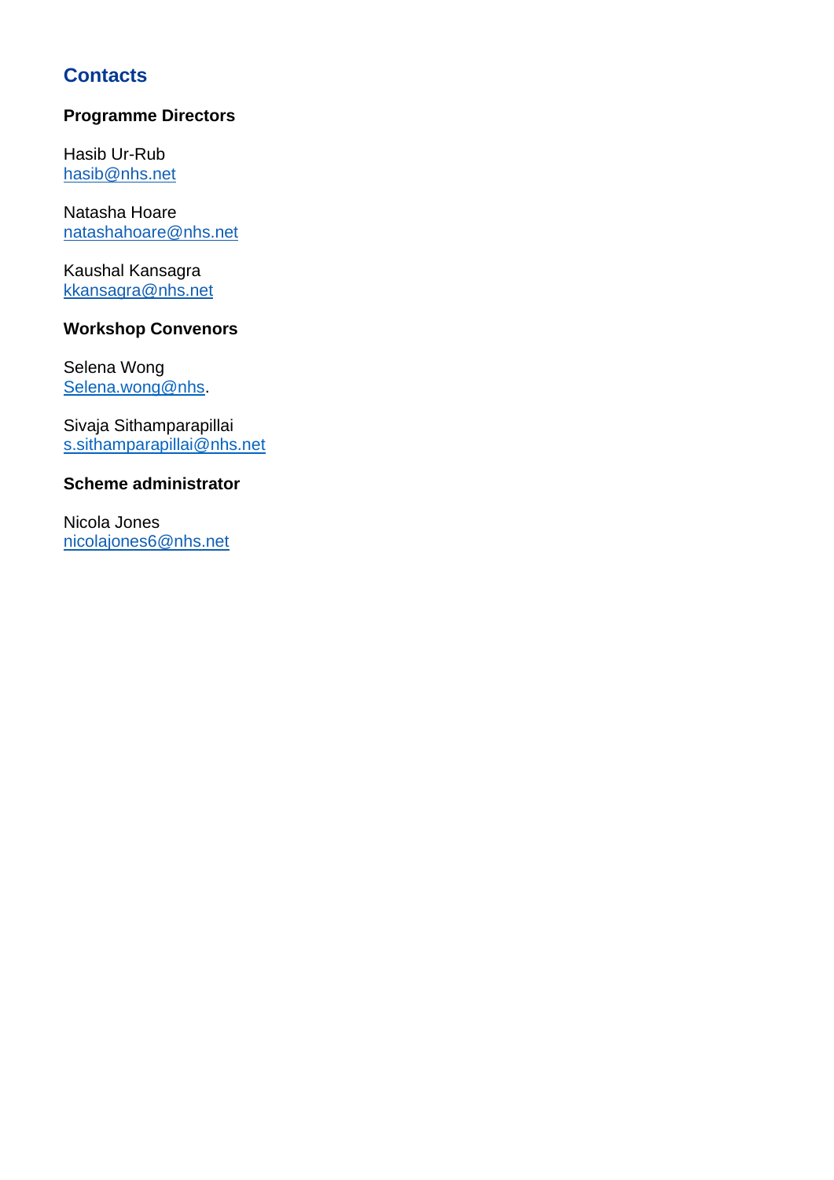## Contacts

### Programme Directors

Hasib Ur-Rub
hasib@nhs.net

Natasha Hoare
natashahoare@nhs.net

Kaushal Kansagra
kkansagra@nhs.net

### Workshop Convenors

Selena Wong
Selena.wong@nhs.

Sivaja Sithamparapillai
s.sithamparapillai@nhs.net

### Scheme administrator

Nicola Jones
nicolajones6@nhs.net